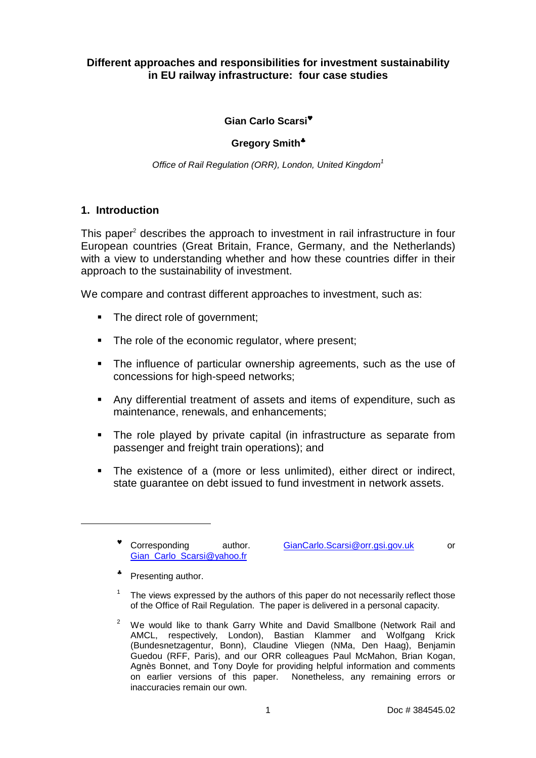**Different approaches and responsibilities for investment sustainability in EU railway infrastructure: four case studies**

**Gian Carlo Scarsi**[♥]

**Gregory Smith**[♣]

*Office of Rail Regulation (ORR), London, United Kingdom*[1]

## 1. Introduction

This paper[2] describes the approach to investment in rail infrastructure in four European countries (Great Britain, France, Germany, and the Netherlands) with a view to understanding whether and how these countries differ in their approach to the sustainability of investment.

We compare and contrast different approaches to investment, such as:

- The direct role of government;
- The role of the economic regulator, where present;
- The influence of particular ownership agreements, such as the use of concessions for high-speed networks;
- Any differential treatment of assets and items of expenditure, such as maintenance, renewals, and enhancements;
- The role played by private capital (in infrastructure as separate from passenger and freight train operations); and
- The existence of a (more or less unlimited), either direct or indirect, state guarantee on debt issued to fund investment in network assets.

---

[♥] Corresponding author. GianCarlo.Scarsi@orr.gsi.gov.uk or Gian_Carlo_Scarsi@yahoo.fr

[♣] Presenting author.

[1] The views expressed by the authors of this paper do not necessarily reflect those of the Office of Rail Regulation. The paper is delivered in a personal capacity.

[2] We would like to thank Garry White and David Smallbone (Network Rail and AMCL, respectively, London), Bastian Klammer and Wolfgang Krick (Bundesnetzagentur, Bonn), Claudine Vliegen (NMa, Den Haag), Benjamin Guedou (RFF, Paris), and our ORR colleagues Paul McMahon, Brian Kogan, Agnès Bonnet, and Tony Doyle for providing helpful information and comments on earlier versions of this paper. Nonetheless, any remaining errors or inaccuracies remain our own.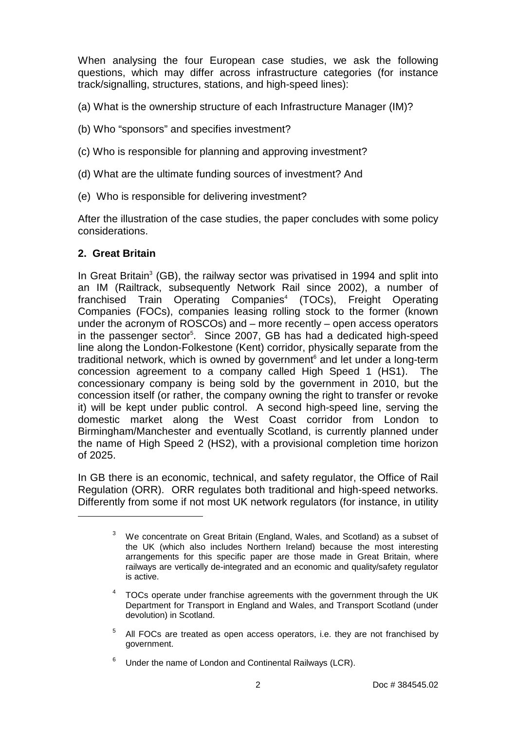When analysing the four European case studies, we ask the following questions, which may differ across infrastructure categories (for instance track/signalling, structures, stations, and high-speed lines):

(a) What is the ownership structure of each Infrastructure Manager (IM)?

(b) Who "sponsors" and specifies investment?

(c) Who is responsible for planning and approving investment?

(d) What are the ultimate funding sources of investment? And

(e) Who is responsible for delivering investment?

After the illustration of the case studies, the paper concludes with some policy considerations.

## 2. Great Britain

In Great Britain[3] (GB), the railway sector was privatised in 1994 and split into an IM (Railtrack, subsequently Network Rail since 2002), a number of franchised Train Operating Companies[4] (TOCs), Freight Operating Companies (FOCs), companies leasing rolling stock to the former (known under the acronym of ROSCOs) and – more recently – open access operators in the passenger sector[5]. Since 2007, GB has had a dedicated high-speed line along the London-Folkestone (Kent) corridor, physically separate from the traditional network, which is owned by government[6] and let under a long-term concession agreement to a company called High Speed 1 (HS1). The concessionary company is being sold by the government in 2010, but the concession itself (or rather, the company owning the right to transfer or revoke it) will be kept under public control. A second high-speed line, serving the domestic market along the West Coast corridor from London to Birmingham/Manchester and eventually Scotland, is currently planned under the name of High Speed 2 (HS2), with a provisional completion time horizon of 2025.

In GB there is an economic, technical, and safety regulator, the Office of Rail Regulation (ORR). ORR regulates both traditional and high-speed networks. Differently from some if not most UK network regulators (for instance, in utility

---

[3] We concentrate on Great Britain (England, Wales, and Scotland) as a subset of the UK (which also includes Northern Ireland) because the most interesting arrangements for this specific paper are those made in Great Britain, where railways are vertically de-integrated and an economic and quality/safety regulator is active.

[4] TOCs operate under franchise agreements with the government through the UK Department for Transport in England and Wales, and Transport Scotland (under devolution) in Scotland.

[5] All FOCs are treated as open access operators, i.e. they are not franchised by government.

[6] Under the name of London and Continental Railways (LCR).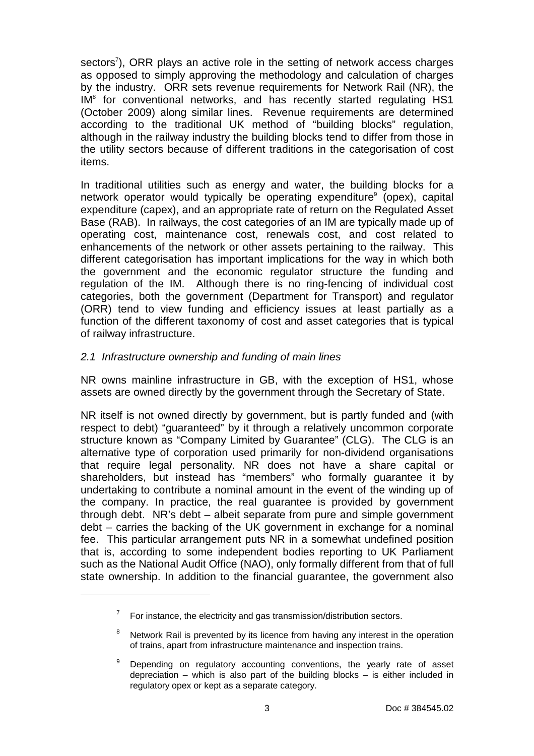sectors[7]), ORR plays an active role in the setting of network access charges as opposed to simply approving the methodology and calculation of charges by the industry. ORR sets revenue requirements for Network Rail (NR), the IM[8] for conventional networks, and has recently started regulating HS1 (October 2009) along similar lines. Revenue requirements are determined according to the traditional UK method of "building blocks" regulation, although in the railway industry the building blocks tend to differ from those in the utility sectors because of different traditions in the categorisation of cost items.

In traditional utilities such as energy and water, the building blocks for a network operator would typically be operating expenditure[9] (opex), capital expenditure (capex), and an appropriate rate of return on the Regulated Asset Base (RAB). In railways, the cost categories of an IM are typically made up of operating cost, maintenance cost, renewals cost, and cost related to enhancements of the network or other assets pertaining to the railway. This different categorisation has important implications for the way in which both the government and the economic regulator structure the funding and regulation of the IM. Although there is no ring-fencing of individual cost categories, both the government (Department for Transport) and regulator (ORR) tend to view funding and efficiency issues at least partially as a function of the different taxonomy of cost and asset categories that is typical of railway infrastructure.

### *2.1 Infrastructure ownership and funding of main lines*

NR owns mainline infrastructure in GB, with the exception of HS1, whose assets are owned directly by the government through the Secretary of State.

NR itself is not owned directly by government, but is partly funded and (with respect to debt) "guaranteed" by it through a relatively uncommon corporate structure known as "Company Limited by Guarantee" (CLG). The CLG is an alternative type of corporation used primarily for non-dividend organisations that require legal personality. NR does not have a share capital or shareholders, but instead has "members" who formally guarantee it by undertaking to contribute a nominal amount in the event of the winding up of the company. In practice, the real guarantee is provided by government through debt. NR's debt – albeit separate from pure and simple government debt – carries the backing of the UK government in exchange for a nominal fee. This particular arrangement puts NR in a somewhat undefined position that is, according to some independent bodies reporting to UK Parliament such as the National Audit Office (NAO), only formally different from that of full state ownership. In addition to the financial guarantee, the government also

---

[7] For instance, the electricity and gas transmission/distribution sectors.

[8] Network Rail is prevented by its licence from having any interest in the operation of trains, apart from infrastructure maintenance and inspection trains.

[9] Depending on regulatory accounting conventions, the yearly rate of asset depreciation – which is also part of the building blocks – is either included in regulatory opex or kept as a separate category.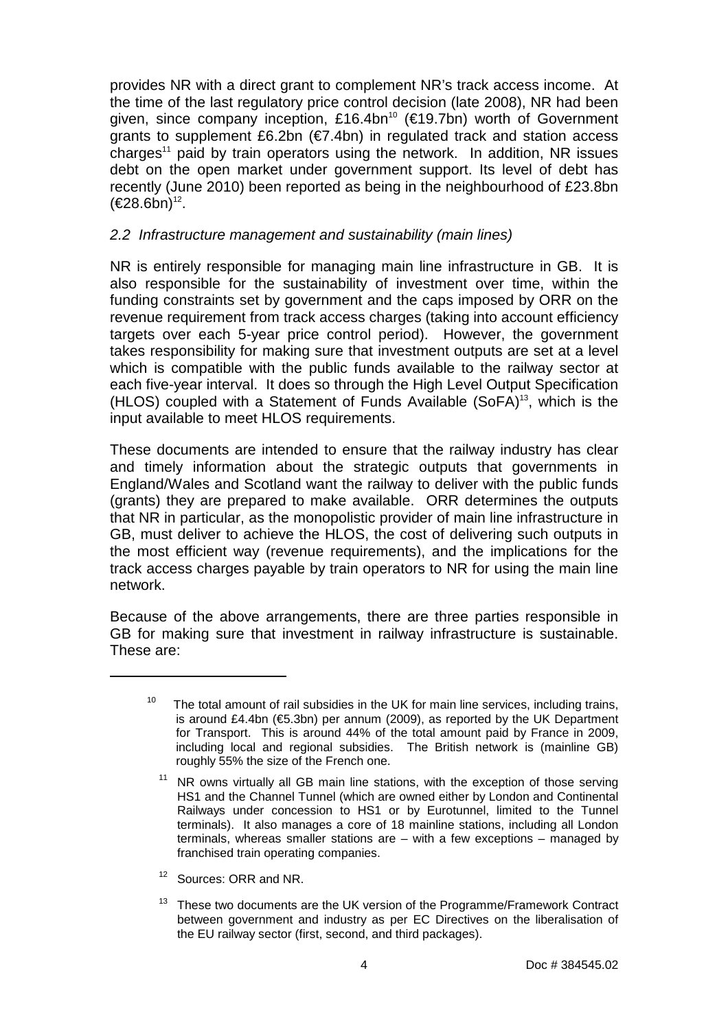provides NR with a direct grant to complement NR's track access income. At the time of the last regulatory price control decision (late 2008), NR had been given, since company inception, £16.4bn[10] (€19.7bn) worth of Government grants to supplement £6.2bn (€7.4bn) in regulated track and station access charges[11] paid by train operators using the network. In addition, NR issues debt on the open market under government support. Its level of debt has recently (June 2010) been reported as being in the neighbourhood of £23.8bn (€28.6bn)[12].

### *2.2 Infrastructure management and sustainability (main lines)*

NR is entirely responsible for managing main line infrastructure in GB. It is also responsible for the sustainability of investment over time, within the funding constraints set by government and the caps imposed by ORR on the revenue requirement from track access charges (taking into account efficiency targets over each 5-year price control period). However, the government takes responsibility for making sure that investment outputs are set at a level which is compatible with the public funds available to the railway sector at each five-year interval. It does so through the High Level Output Specification (HLOS) coupled with a Statement of Funds Available (SoFA)[13], which is the input available to meet HLOS requirements.

These documents are intended to ensure that the railway industry has clear and timely information about the strategic outputs that governments in England/Wales and Scotland want the railway to deliver with the public funds (grants) they are prepared to make available. ORR determines the outputs that NR in particular, as the monopolistic provider of main line infrastructure in GB, must deliver to achieve the HLOS, the cost of delivering such outputs in the most efficient way (revenue requirements), and the implications for the track access charges payable by train operators to NR for using the main line network.

Because of the above arrangements, there are three parties responsible in GB for making sure that investment in railway infrastructure is sustainable. These are:

---

[10] The total amount of rail subsidies in the UK for main line services, including trains, is around £4.4bn (€5.3bn) per annum (2009), as reported by the UK Department for Transport. This is around 44% of the total amount paid by France in 2009, including local and regional subsidies. The British network is (mainline GB) roughly 55% the size of the French one.

[11] NR owns virtually all GB main line stations, with the exception of those serving HS1 and the Channel Tunnel (which are owned either by London and Continental Railways under concession to HS1 or by Eurotunnel, limited to the Tunnel terminals). It also manages a core of 18 mainline stations, including all London terminals, whereas smaller stations are – with a few exceptions – managed by franchised train operating companies.

[12] Sources: ORR and NR.

[13] These two documents are the UK version of the Programme/Framework Contract between government and industry as per EC Directives on the liberalisation of the EU railway sector (first, second, and third packages).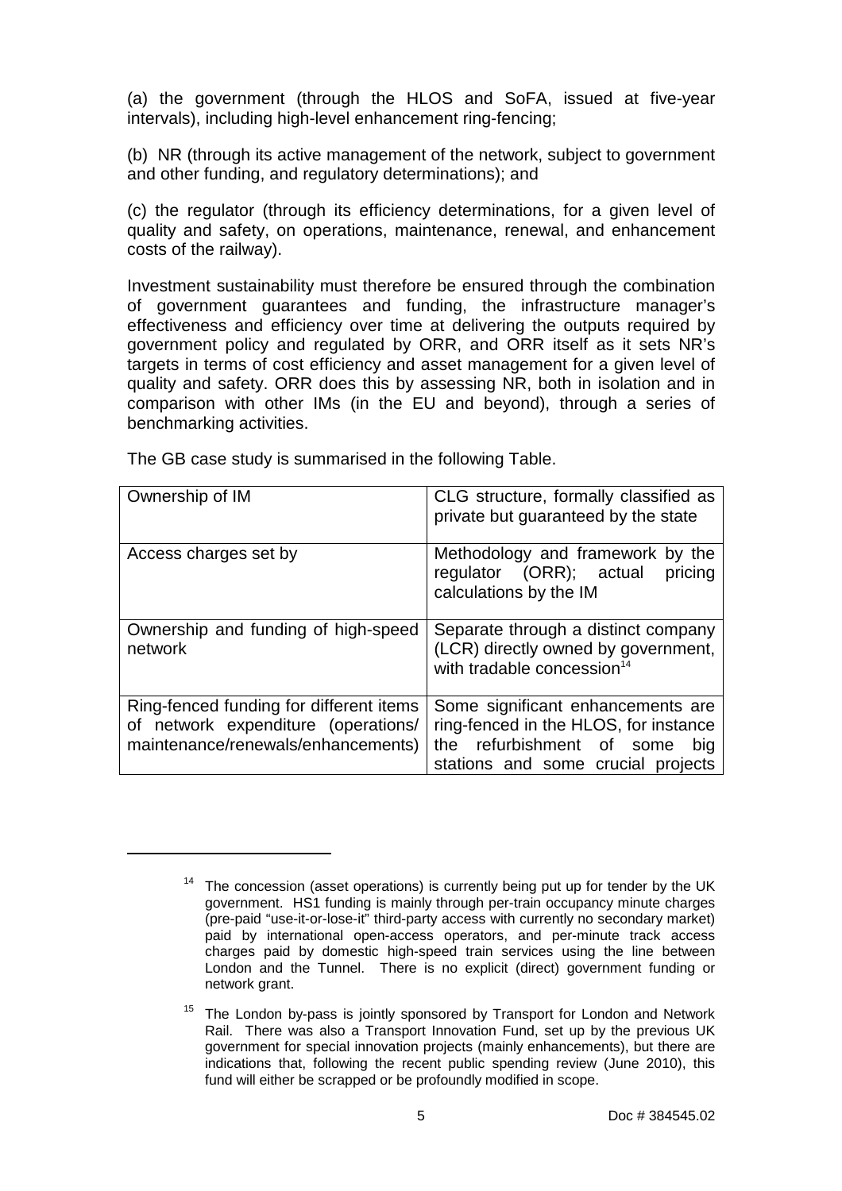(a) the government (through the HLOS and SoFA, issued at five-year intervals), including high-level enhancement ring-fencing;

(b) NR (through its active management of the network, subject to government and other funding, and regulatory determinations); and

(c) the regulator (through its efficiency determinations, for a given level of quality and safety, on operations, maintenance, renewal, and enhancement costs of the railway).

Investment sustainability must therefore be ensured through the combination of government guarantees and funding, the infrastructure manager's effectiveness and efficiency over time at delivering the outputs required by government policy and regulated by ORR, and ORR itself as it sets NR's targets in terms of cost efficiency and asset management for a given level of quality and safety. ORR does this by assessing NR, both in isolation and in comparison with other IMs (in the EU and beyond), through a series of benchmarking activities.

The GB case study is summarised in the following Table.

| | |
|---|---|
| Ownership of IM | CLG structure, formally classified as private but guaranteed by the state |
| Access charges set by | Methodology and framework by the regulator (ORR); actual pricing calculations by the IM |
| Ownership and funding of high-speed network | Separate through a distinct company (LCR) directly owned by government, with tradable concession[14] |
| Ring-fenced funding for different items of network expenditure (operations/ maintenance/renewals/enhancements) | Some significant enhancements are ring-fenced in the HLOS, for instance the refurbishment of some big stations and some crucial projects |

[14] The concession (asset operations) is currently being put up for tender by the UK government. HS1 funding is mainly through per-train occupancy minute charges (pre-paid "use-it-or-lose-it" third-party access with currently no secondary market) paid by international open-access operators, and per-minute track access charges paid by domestic high-speed train services using the line between London and the Tunnel. There is no explicit (direct) government funding or network grant.

[15] The London by-pass is jointly sponsored by Transport for London and Network Rail. There was also a Transport Innovation Fund, set up by the previous UK government for special innovation projects (mainly enhancements), but there are indications that, following the recent public spending review (June 2010), this fund will either be scrapped or be profoundly modified in scope.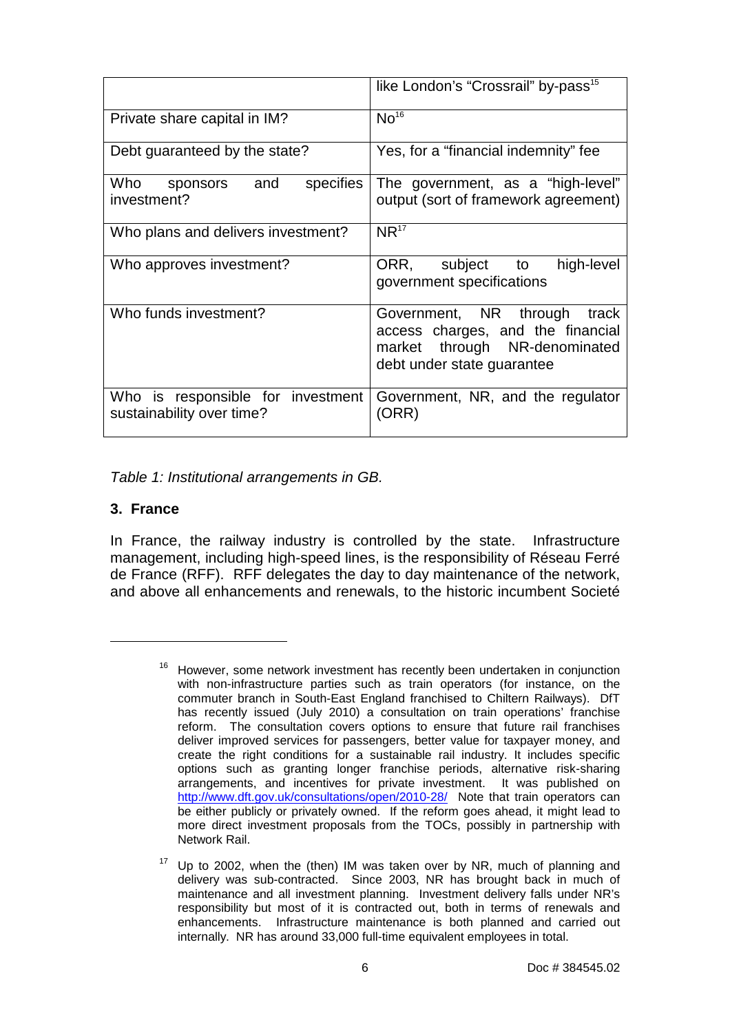| | |
|---|---|
| | like London's "Crossrail" by-pass[15] |
| Private share capital in IM? | No[16] |
| Debt guaranteed by the state? | Yes, for a "financial indemnity" fee |
| Who sponsors and specifies investment? | The government, as a "high-level" output (sort of framework agreement) |
| Who plans and delivers investment? | NR[17] |
| Who approves investment? | ORR, subject to high-level government specifications |
| Who funds investment? | Government, NR through track access charges, and the financial market through NR-denominated debt under state guarantee |
| Who is responsible for investment sustainability over time? | Government, NR, and the regulator (ORR) |

*Table 1: Institutional arrangements in GB.*

## 3. France

In France, the railway industry is controlled by the state. Infrastructure management, including high-speed lines, is the responsibility of Réseau Ferré de France (RFF). RFF delegates the day to day maintenance of the network, and above all enhancements and renewals, to the historic incumbent Societé

---

[16] However, some network investment has recently been undertaken in conjunction with non-infrastructure parties such as train operators (for instance, on the commuter branch in South-East England franchised to Chiltern Railways). DfT has recently issued (July 2010) a consultation on train operations' franchise reform. The consultation covers options to ensure that future rail franchises deliver improved services for passengers, better value for taxpayer money, and create the right conditions for a sustainable rail industry. It includes specific options such as granting longer franchise periods, alternative risk-sharing arrangements, and incentives for private investment. It was published on http://www.dft.gov.uk/consultations/open/2010-28/ Note that train operators can be either publicly or privately owned. If the reform goes ahead, it might lead to more direct investment proposals from the TOCs, possibly in partnership with Network Rail.

[17] Up to 2002, when the (then) IM was taken over by NR, much of planning and delivery was sub-contracted. Since 2003, NR has brought back in much of maintenance and all investment planning. Investment delivery falls under NR's responsibility but most of it is contracted out, both in terms of renewals and enhancements. Infrastructure maintenance is both planned and carried out internally. NR has around 33,000 full-time equivalent employees in total.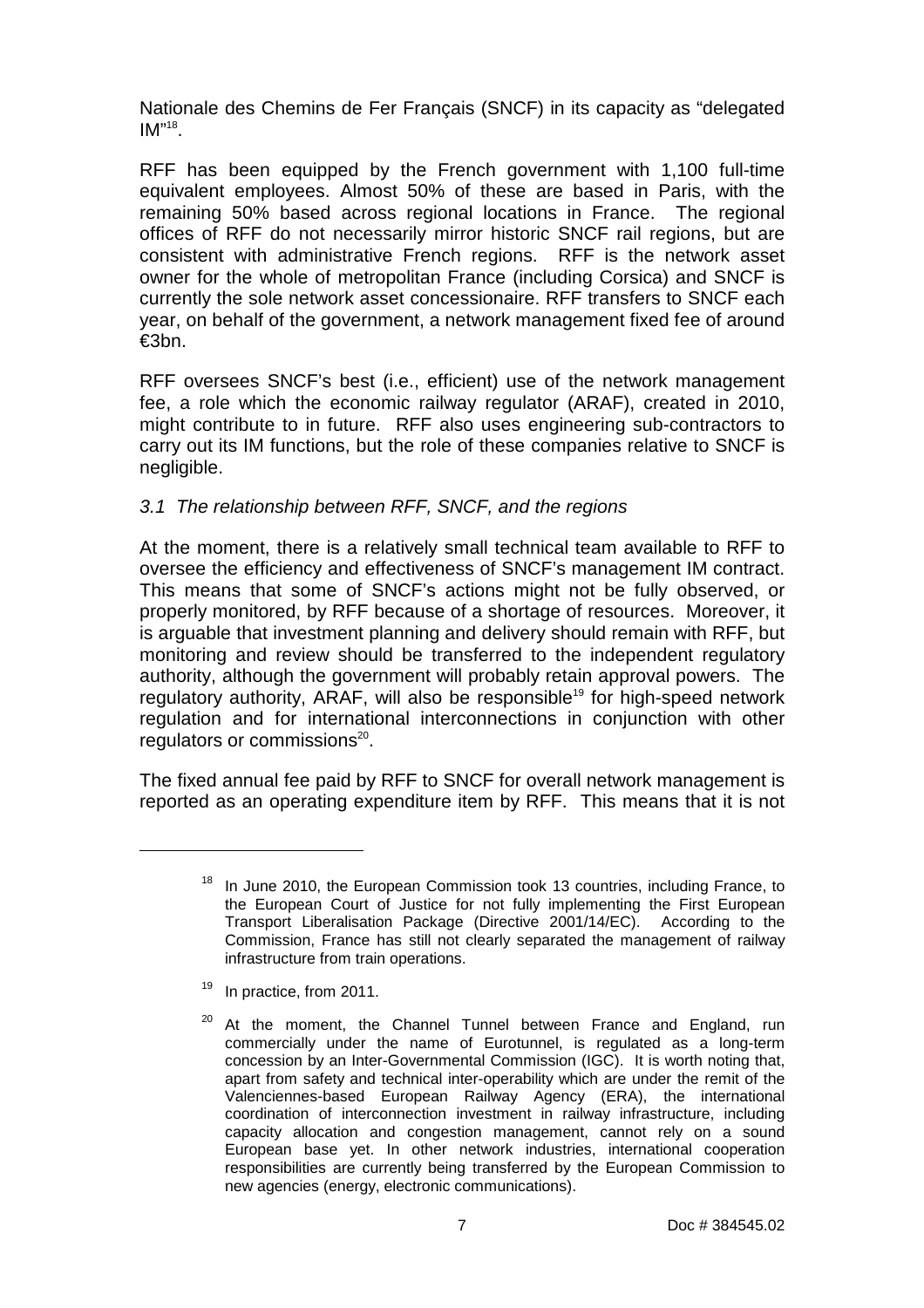Nationale des Chemins de Fer Français (SNCF) in its capacity as "delegated IM"[18].

RFF has been equipped by the French government with 1,100 full-time equivalent employees. Almost 50% of these are based in Paris, with the remaining 50% based across regional locations in France. The regional offices of RFF do not necessarily mirror historic SNCF rail regions, but are consistent with administrative French regions. RFF is the network asset owner for the whole of metropolitan France (including Corsica) and SNCF is currently the sole network asset concessionaire. RFF transfers to SNCF each year, on behalf of the government, a network management fixed fee of around €3bn.

RFF oversees SNCF's best (i.e., efficient) use of the network management fee, a role which the economic railway regulator (ARAF), created in 2010, might contribute to in future. RFF also uses engineering sub-contractors to carry out its IM functions, but the role of these companies relative to SNCF is negligible.

### *3.1 The relationship between RFF, SNCF, and the regions*

At the moment, there is a relatively small technical team available to RFF to oversee the efficiency and effectiveness of SNCF's management IM contract. This means that some of SNCF's actions might not be fully observed, or properly monitored, by RFF because of a shortage of resources. Moreover, it is arguable that investment planning and delivery should remain with RFF, but monitoring and review should be transferred to the independent regulatory authority, although the government will probably retain approval powers. The regulatory authority, ARAF, will also be responsible[19] for high-speed network regulation and for international interconnections in conjunction with other regulators or commissions[20].

The fixed annual fee paid by RFF to SNCF for overall network management is reported as an operating expenditure item by RFF. This means that it is not

---

[18] In June 2010, the European Commission took 13 countries, including France, to the European Court of Justice for not fully implementing the First European Transport Liberalisation Package (Directive 2001/14/EC). According to the Commission, France has still not clearly separated the management of railway infrastructure from train operations.

[19] In practice, from 2011.

[20] At the moment, the Channel Tunnel between France and England, run commercially under the name of Eurotunnel, is regulated as a long-term concession by an Inter-Governmental Commission (IGC). It is worth noting that, apart from safety and technical inter-operability which are under the remit of the Valenciennes-based European Railway Agency (ERA), the international coordination of interconnection investment in railway infrastructure, including capacity allocation and congestion management, cannot rely on a sound European base yet. In other network industries, international cooperation responsibilities are currently being transferred by the European Commission to new agencies (energy, electronic communications).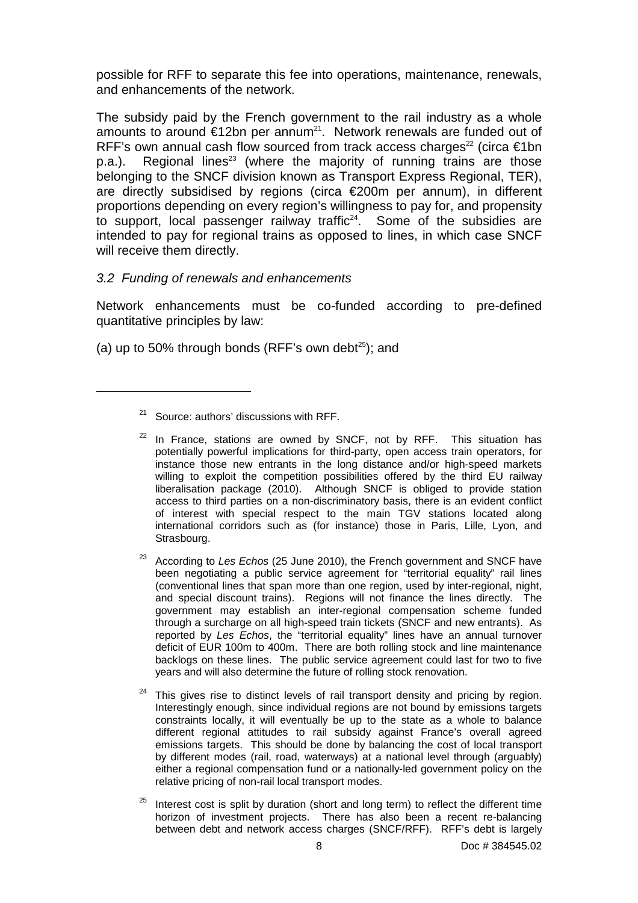possible for RFF to separate this fee into operations, maintenance, renewals, and enhancements of the network.

The subsidy paid by the French government to the rail industry as a whole amounts to around €12bn per annum[21]. Network renewals are funded out of RFF's own annual cash flow sourced from track access charges[22] (circa €1bn p.a.). Regional lines[23] (where the majority of running trains are those belonging to the SNCF division known as Transport Express Regional, TER), are directly subsidised by regions (circa €200m per annum), in different proportions depending on every region's willingness to pay for, and propensity to support, local passenger railway traffic[24]. Some of the subsidies are intended to pay for regional trains as opposed to lines, in which case SNCF will receive them directly.

*3.2 Funding of renewals and enhancements*

Network enhancements must be co-funded according to pre-defined quantitative principles by law:

(a) up to 50% through bonds (RFF's own debt[25]); and

---

[21] Source: authors' discussions with RFF.

[22] In France, stations are owned by SNCF, not by RFF. This situation has potentially powerful implications for third-party, open access train operators, for instance those new entrants in the long distance and/or high-speed markets willing to exploit the competition possibilities offered by the third EU railway liberalisation package (2010). Although SNCF is obliged to provide station access to third parties on a non-discriminatory basis, there is an evident conflict of interest with special respect to the main TGV stations located along international corridors such as (for instance) those in Paris, Lille, Lyon, and Strasbourg.

[23] According to *Les Echos* (25 June 2010), the French government and SNCF have been negotiating a public service agreement for "territorial equality" rail lines (conventional lines that span more than one region, used by inter-regional, night, and special discount trains). Regions will not finance the lines directly. The government may establish an inter-regional compensation scheme funded through a surcharge on all high-speed train tickets (SNCF and new entrants). As reported by *Les Echos*, the "territorial equality" lines have an annual turnover deficit of EUR 100m to 400m. There are both rolling stock and line maintenance backlogs on these lines. The public service agreement could last for two to five years and will also determine the future of rolling stock renovation.

[24] This gives rise to distinct levels of rail transport density and pricing by region. Interestingly enough, since individual regions are not bound by emissions targets constraints locally, it will eventually be up to the state as a whole to balance different regional attitudes to rail subsidy against France's overall agreed emissions targets. This should be done by balancing the cost of local transport by different modes (rail, road, waterways) at a national level through (arguably) either a regional compensation fund or a nationally-led government policy on the relative pricing of non-rail local transport modes.

[25] Interest cost is split by duration (short and long term) to reflect the different time horizon of investment projects. There has also been a recent re-balancing between debt and network access charges (SNCF/RFF). RFF's debt is largely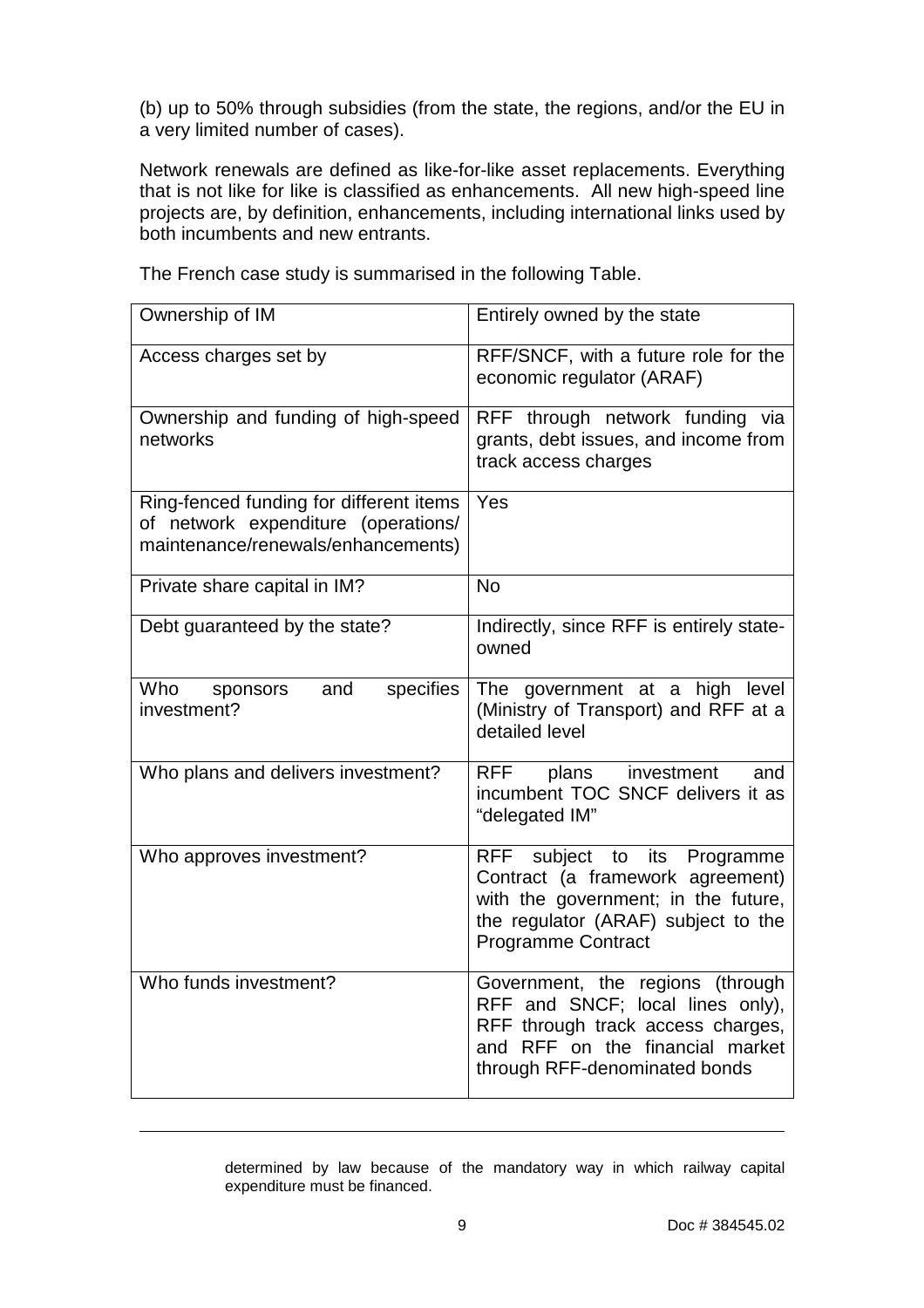(b) up to 50% through subsidies (from the state, the regions, and/or the EU in a very limited number of cases).

Network renewals are defined as like-for-like asset replacements. Everything that is not like for like is classified as enhancements. All new high-speed line projects are, by definition, enhancements, including international links used by both incumbents and new entrants.

The French case study is summarised in the following Table.

| Ownership of IM | Entirely owned by the state |
|---|---|
| Access charges set by | RFF/SNCF, with a future role for the economic regulator (ARAF) |
| Ownership and funding of high-speed networks | RFF through network funding via grants, debt issues, and income from track access charges |
| Ring-fenced funding for different items of network expenditure (operations/ maintenance/renewals/enhancements) | Yes |
| Private share capital in IM? | No |
| Debt guaranteed by the state? | Indirectly, since RFF is entirely state-owned |
| Who sponsors and specifies investment? | The government at a high level (Ministry of Transport) and RFF at a detailed level |
| Who plans and delivers investment? | RFF plans investment and incumbent TOC SNCF delivers it as "delegated IM" |
| Who approves investment? | RFF subject to its Programme Contract (a framework agreement) with the government; in the future, the regulator (ARAF) subject to the Programme Contract |
| Who funds investment? | Government, the regions (through RFF and SNCF; local lines only), RFF through track access charges, and RFF on the financial market through RFF-denominated bonds |

determined by law because of the mandatory way in which railway capital expenditure must be financed.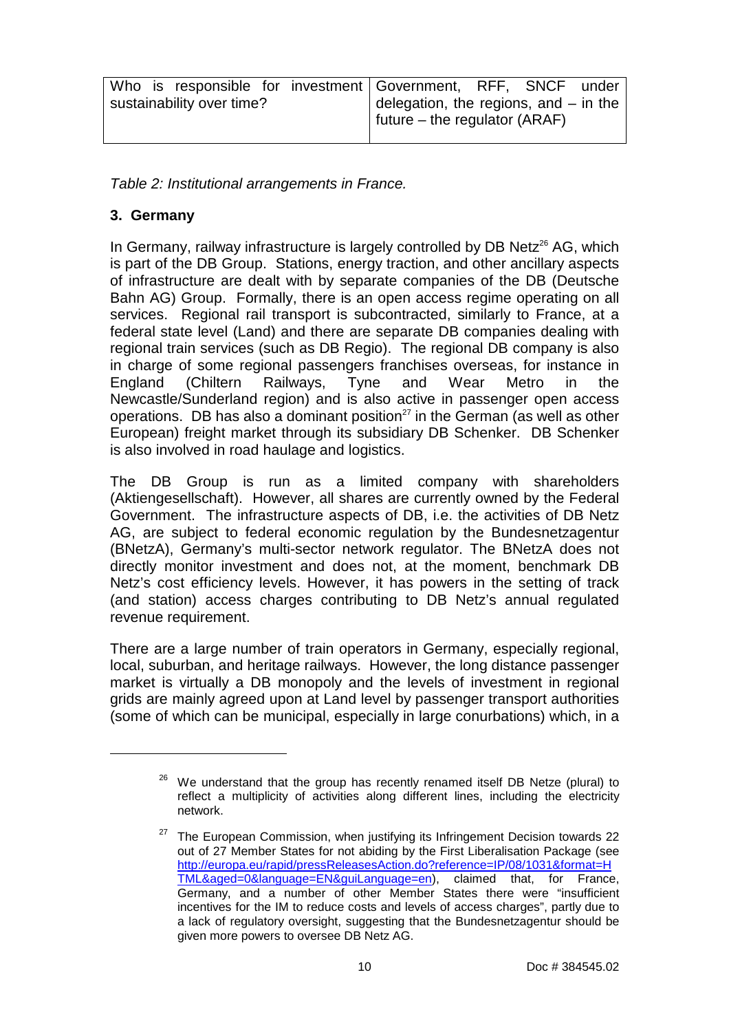| Who is responsible for investment sustainability over time? | Government, RFF, SNCF under delegation, the regions, and – in the future – the regulator (ARAF) |
|---|---|

*Table 2: Institutional arrangements in France.*

## 3. Germany

In Germany, railway infrastructure is largely controlled by DB Netz[26] AG, which is part of the DB Group. Stations, energy traction, and other ancillary aspects of infrastructure are dealt with by separate companies of the DB (Deutsche Bahn AG) Group. Formally, there is an open access regime operating on all services. Regional rail transport is subcontracted, similarly to France, at a federal state level (Land) and there are separate DB companies dealing with regional train services (such as DB Regio). The regional DB company is also in charge of some regional passengers franchises overseas, for instance in England (Chiltern Railways, Tyne and Wear Metro in the Newcastle/Sunderland region) and is also active in passenger open access operations. DB has also a dominant position[27] in the German (as well as other European) freight market through its subsidiary DB Schenker. DB Schenker is also involved in road haulage and logistics.

The DB Group is run as a limited company with shareholders (Aktiengesellschaft). However, all shares are currently owned by the Federal Government. The infrastructure aspects of DB, i.e. the activities of DB Netz AG, are subject to federal economic regulation by the Bundesnetzagentur (BNetzA), Germany's multi-sector network regulator. The BNetzA does not directly monitor investment and does not, at the moment, benchmark DB Netz's cost efficiency levels. However, it has powers in the setting of track (and station) access charges contributing to DB Netz's annual regulated revenue requirement.

There are a large number of train operators in Germany, especially regional, local, suburban, and heritage railways. However, the long distance passenger market is virtually a DB monopoly and the levels of investment in regional grids are mainly agreed upon at Land level by passenger transport authorities (some of which can be municipal, especially in large conurbations) which, in a

---

[26] We understand that the group has recently renamed itself DB Netze (plural) to reflect a multiplicity of activities along different lines, including the electricity network.

[27] The European Commission, when justifying its Infringement Decision towards 22 out of 27 Member States for not abiding by the First Liberalisation Package (see http://europa.eu/rapid/pressReleasesAction.do?reference=IP/08/1031&format=HTML&aged=0&language=EN&guiLanguage=en), claimed that, for France, Germany, and a number of other Member States there were "insufficient incentives for the IM to reduce costs and levels of access charges", partly due to a lack of regulatory oversight, suggesting that the Bundesnetzagentur should be given more powers to oversee DB Netz AG.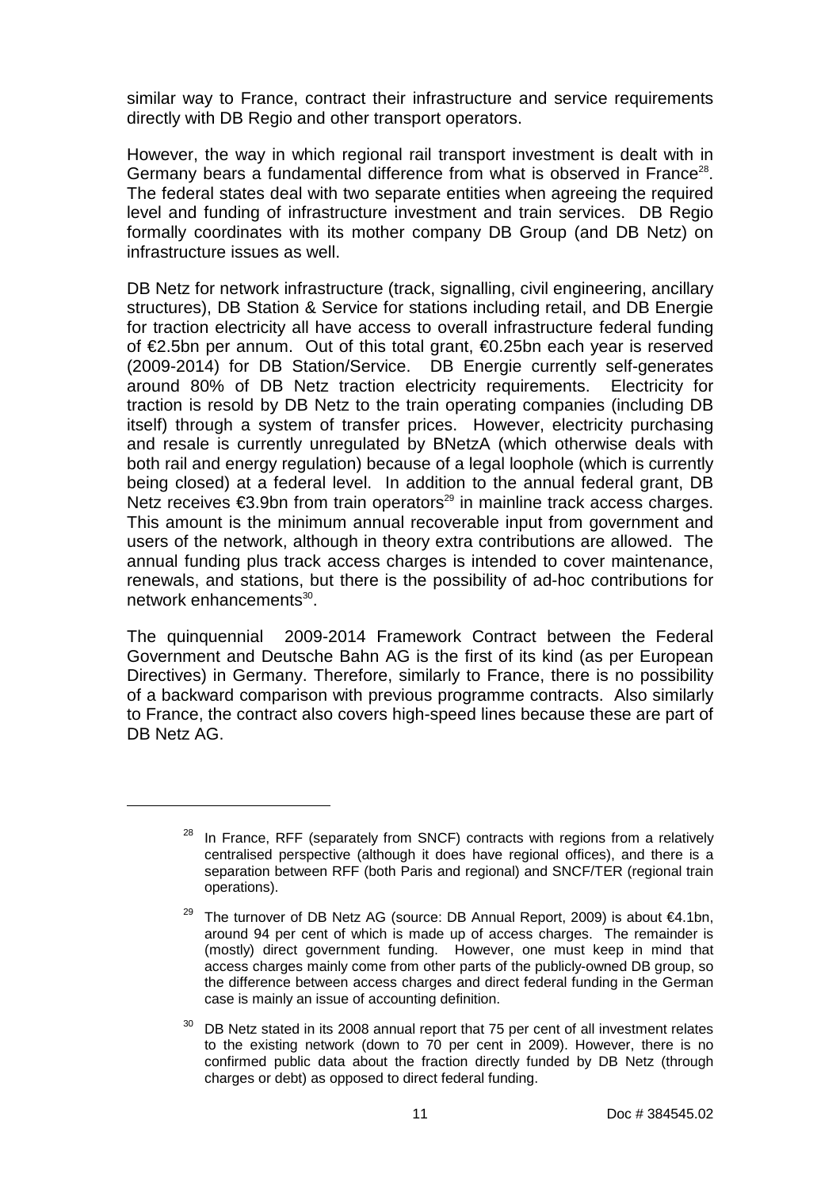similar way to France, contract their infrastructure and service requirements directly with DB Regio and other transport operators.

However, the way in which regional rail transport investment is dealt with in Germany bears a fundamental difference from what is observed in France[28]. The federal states deal with two separate entities when agreeing the required level and funding of infrastructure investment and train services. DB Regio formally coordinates with its mother company DB Group (and DB Netz) on infrastructure issues as well.

DB Netz for network infrastructure (track, signalling, civil engineering, ancillary structures), DB Station & Service for stations including retail, and DB Energie for traction electricity all have access to overall infrastructure federal funding of €2.5bn per annum. Out of this total grant, €0.25bn each year is reserved (2009-2014) for DB Station/Service. DB Energie currently self-generates around 80% of DB Netz traction electricity requirements. Electricity for traction is resold by DB Netz to the train operating companies (including DB itself) through a system of transfer prices. However, electricity purchasing and resale is currently unregulated by BNetzA (which otherwise deals with both rail and energy regulation) because of a legal loophole (which is currently being closed) at a federal level. In addition to the annual federal grant, DB Netz receives €3.9bn from train operators[29] in mainline track access charges. This amount is the minimum annual recoverable input from government and users of the network, although in theory extra contributions are allowed. The annual funding plus track access charges is intended to cover maintenance, renewals, and stations, but there is the possibility of ad-hoc contributions for network enhancements[30].

The quinquennial 2009-2014 Framework Contract between the Federal Government and Deutsche Bahn AG is the first of its kind (as per European Directives) in Germany. Therefore, similarly to France, there is no possibility of a backward comparison with previous programme contracts. Also similarly to France, the contract also covers high-speed lines because these are part of DB Netz AG.

---

[28] In France, RFF (separately from SNCF) contracts with regions from a relatively centralised perspective (although it does have regional offices), and there is a separation between RFF (both Paris and regional) and SNCF/TER (regional train operations).

[29] The turnover of DB Netz AG (source: DB Annual Report, 2009) is about €4.1bn, around 94 per cent of which is made up of access charges. The remainder is (mostly) direct government funding. However, one must keep in mind that access charges mainly come from other parts of the publicly-owned DB group, so the difference between access charges and direct federal funding in the German case is mainly an issue of accounting definition.

[30] DB Netz stated in its 2008 annual report that 75 per cent of all investment relates to the existing network (down to 70 per cent in 2009). However, there is no confirmed public data about the fraction directly funded by DB Netz (through charges or debt) as opposed to direct federal funding.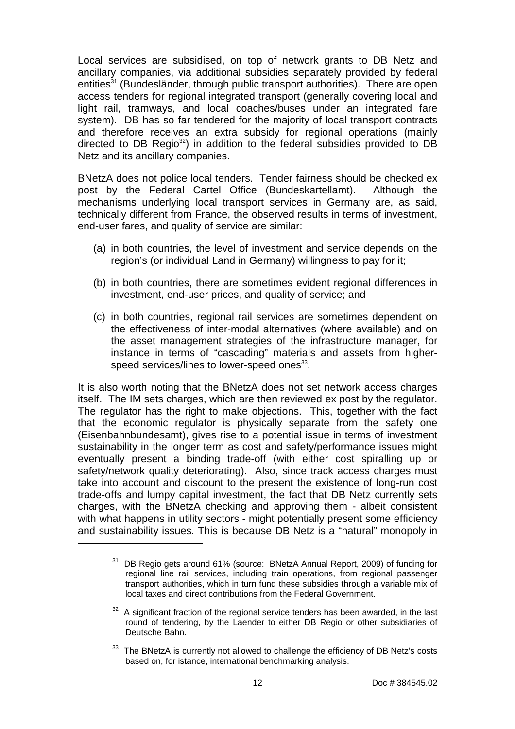Local services are subsidised, on top of network grants to DB Netz and ancillary companies, via additional subsidies separately provided by federal entities[31] (Bundesländer, through public transport authorities). There are open access tenders for regional integrated transport (generally covering local and light rail, tramways, and local coaches/buses under an integrated fare system). DB has so far tendered for the majority of local transport contracts and therefore receives an extra subsidy for regional operations (mainly directed to DB Regio[32]) in addition to the federal subsidies provided to DB Netz and its ancillary companies.

BNetzA does not police local tenders. Tender fairness should be checked ex post by the Federal Cartel Office (Bundeskartellamt). Although the mechanisms underlying local transport services in Germany are, as said, technically different from France, the observed results in terms of investment, end-user fares, and quality of service are similar:

(a) in both countries, the level of investment and service depends on the region's (or individual Land in Germany) willingness to pay for it;

(b) in both countries, there are sometimes evident regional differences in investment, end-user prices, and quality of service; and

(c) in both countries, regional rail services are sometimes dependent on the effectiveness of inter-modal alternatives (where available) and on the asset management strategies of the infrastructure manager, for instance in terms of "cascading" materials and assets from higher-speed services/lines to lower-speed ones[33].

It is also worth noting that the BNetzA does not set network access charges itself. The IM sets charges, which are then reviewed ex post by the regulator. The regulator has the right to make objections. This, together with the fact that the economic regulator is physically separate from the safety one (Eisenbahnbundesamt), gives rise to a potential issue in terms of investment sustainability in the longer term as cost and safety/performance issues might eventually present a binding trade-off (with either cost spiralling up or safety/network quality deteriorating). Also, since track access charges must take into account and discount to the present the existence of long-run cost trade-offs and lumpy capital investment, the fact that DB Netz currently sets charges, with the BNetzA checking and approving them - albeit consistent with what happens in utility sectors - might potentially present some efficiency and sustainability issues. This is because DB Netz is a "natural" monopoly in

[31] DB Regio gets around 61% (source: BNetzA Annual Report, 2009) of funding for regional line rail services, including train operations, from regional passenger transport authorities, which in turn fund these subsidies through a variable mix of local taxes and direct contributions from the Federal Government.

[32] A significant fraction of the regional service tenders has been awarded, in the last round of tendering, by the Laender to either DB Regio or other subsidiaries of Deutsche Bahn.

[33] The BNetzA is currently not allowed to challenge the efficiency of DB Netz's costs based on, for istance, international benchmarking analysis.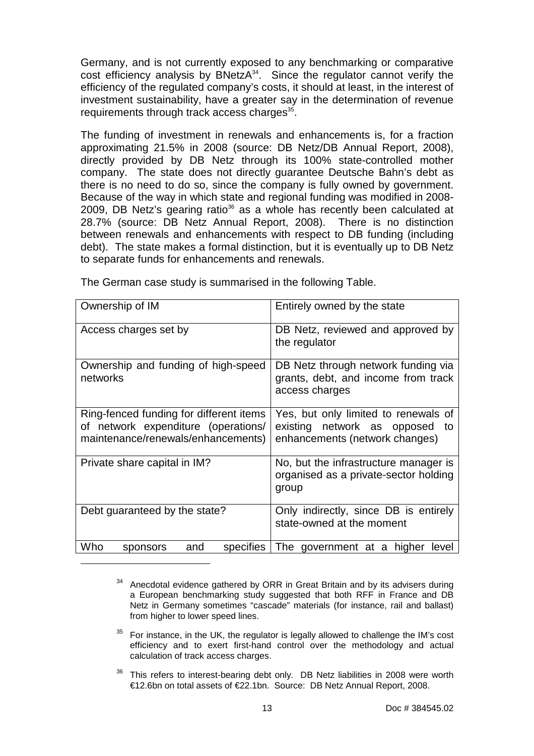Germany, and is not currently exposed to any benchmarking or comparative cost efficiency analysis by BNetzA[34]. Since the regulator cannot verify the efficiency of the regulated company's costs, it should at least, in the interest of investment sustainability, have a greater say in the determination of revenue requirements through track access charges[35].

The funding of investment in renewals and enhancements is, for a fraction approximating 21.5% in 2008 (source: DB Netz/DB Annual Report, 2008), directly provided by DB Netz through its 100% state-controlled mother company. The state does not directly guarantee Deutsche Bahn's debt as there is no need to do so, since the company is fully owned by government. Because of the way in which state and regional funding was modified in 2008-2009, DB Netz's gearing ratio[36] as a whole has recently been calculated at 28.7% (source: DB Netz Annual Report, 2008). There is no distinction between renewals and enhancements with respect to DB funding (including debt). The state makes a formal distinction, but it is eventually up to DB Netz to separate funds for enhancements and renewals.

The German case study is summarised in the following Table.

| Ownership of IM | Entirely owned by the state |
|---|---|
| Access charges set by | DB Netz, reviewed and approved by the regulator |
| Ownership and funding of high-speed networks | DB Netz through network funding via grants, debt, and income from track access charges |
| Ring-fenced funding for different items of network expenditure (operations/ maintenance/renewals/enhancements) | Yes, but only limited to renewals of existing network as opposed to enhancements (network changes) |
| Private share capital in IM? | No, but the infrastructure manager is organised as a private-sector holding group |
| Debt guaranteed by the state? | Only indirectly, since DB is entirely state-owned at the moment |
| Who sponsors and specifies | The government at a higher level |

[34] Anecdotal evidence gathered by ORR in Great Britain and by its advisers during a European benchmarking study suggested that both RFF in France and DB Netz in Germany sometimes "cascade" materials (for instance, rail and ballast) from higher to lower speed lines.

[35] For instance, in the UK, the regulator is legally allowed to challenge the IM's cost efficiency and to exert first-hand control over the methodology and actual calculation of track access charges.

[36] This refers to interest-bearing debt only. DB Netz liabilities in 2008 were worth €12.6bn on total assets of €22.1bn. Source: DB Netz Annual Report, 2008.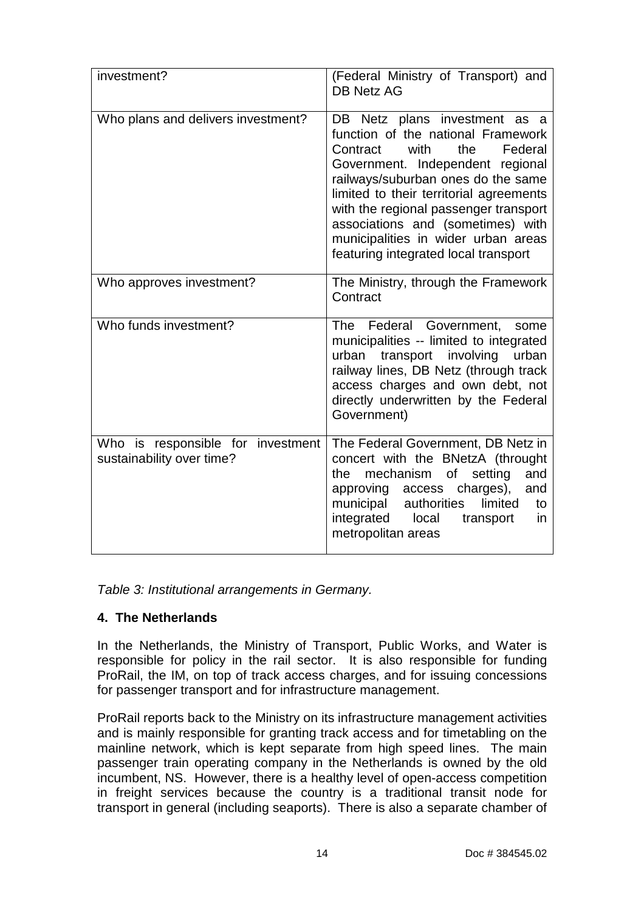| | |
|---|---|
| investment? | (Federal Ministry of Transport) and DB Netz AG |
| Who plans and delivers investment? | DB Netz plans investment as a function of the national Framework Contract with the Federal Government. Independent regional railways/suburban ones do the same limited to their territorial agreements with the regional passenger transport associations and (sometimes) with municipalities in wider urban areas featuring integrated local transport |
| Who approves investment? | The Ministry, through the Framework Contract |
| Who funds investment? | The Federal Government, some municipalities -- limited to integrated urban transport involving urban railway lines, DB Netz (through track access charges and own debt, not directly underwritten by the Federal Government) |
| Who is responsible for investment sustainability over time? | The Federal Government, DB Netz in concert with the BNetzA (throught the mechanism of setting and approving access charges), and municipal authorities limited to integrated local transport in metropolitan areas |

*Table 3: Institutional arrangements in Germany.*

## 4. The Netherlands

In the Netherlands, the Ministry of Transport, Public Works, and Water is responsible for policy in the rail sector. It is also responsible for funding ProRail, the IM, on top of track access charges, and for issuing concessions for passenger transport and for infrastructure management.

ProRail reports back to the Ministry on its infrastructure management activities and is mainly responsible for granting track access and for timetabling on the mainline network, which is kept separate from high speed lines. The main passenger train operating company in the Netherlands is owned by the old incumbent, NS. However, there is a healthy level of open-access competition in freight services because the country is a traditional transit node for transport in general (including seaports). There is also a separate chamber of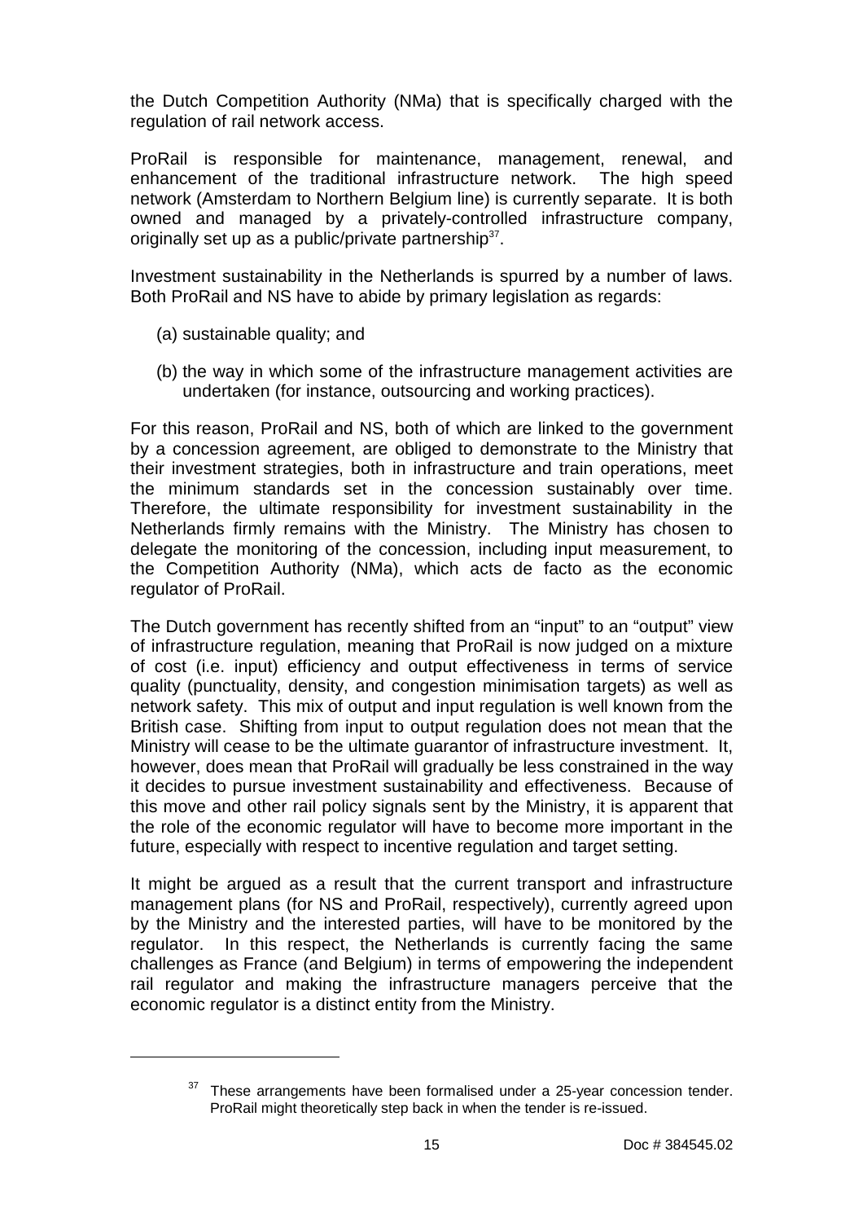the Dutch Competition Authority (NMa) that is specifically charged with the regulation of rail network access.

ProRail is responsible for maintenance, management, renewal, and enhancement of the traditional infrastructure network. The high speed network (Amsterdam to Northern Belgium line) is currently separate. It is both owned and managed by a privately-controlled infrastructure company, originally set up as a public/private partnership[37].

Investment sustainability in the Netherlands is spurred by a number of laws. Both ProRail and NS have to abide by primary legislation as regards:

(a) sustainable quality; and

(b) the way in which some of the infrastructure management activities are undertaken (for instance, outsourcing and working practices).

For this reason, ProRail and NS, both of which are linked to the government by a concession agreement, are obliged to demonstrate to the Ministry that their investment strategies, both in infrastructure and train operations, meet the minimum standards set in the concession sustainably over time. Therefore, the ultimate responsibility for investment sustainability in the Netherlands firmly remains with the Ministry. The Ministry has chosen to delegate the monitoring of the concession, including input measurement, to the Competition Authority (NMa), which acts de facto as the economic regulator of ProRail.

The Dutch government has recently shifted from an "input" to an "output" view of infrastructure regulation, meaning that ProRail is now judged on a mixture of cost (i.e. input) efficiency and output effectiveness in terms of service quality (punctuality, density, and congestion minimisation targets) as well as network safety. This mix of output and input regulation is well known from the British case. Shifting from input to output regulation does not mean that the Ministry will cease to be the ultimate guarantor of infrastructure investment. It, however, does mean that ProRail will gradually be less constrained in the way it decides to pursue investment sustainability and effectiveness. Because of this move and other rail policy signals sent by the Ministry, it is apparent that the role of the economic regulator will have to become more important in the future, especially with respect to incentive regulation and target setting.

It might be argued as a result that the current transport and infrastructure management plans (for NS and ProRail, respectively), currently agreed upon by the Ministry and the interested parties, will have to be monitored by the regulator. In this respect, the Netherlands is currently facing the same challenges as France (and Belgium) in terms of empowering the independent rail regulator and making the infrastructure managers perceive that the economic regulator is a distinct entity from the Ministry.

---

[37] These arrangements have been formalised under a 25-year concession tender. ProRail might theoretically step back in when the tender is re-issued.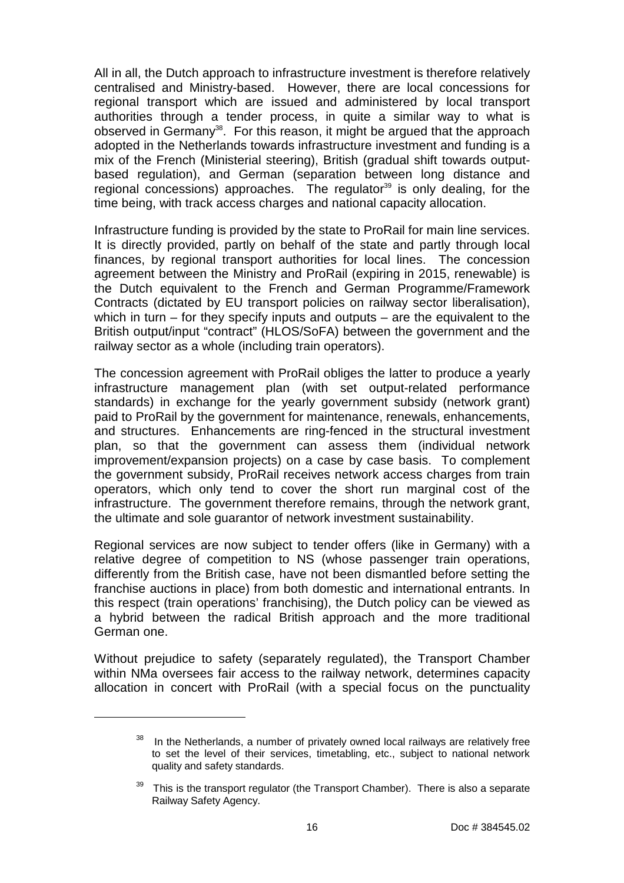All in all, the Dutch approach to infrastructure investment is therefore relatively centralised and Ministry-based. However, there are local concessions for regional transport which are issued and administered by local transport authorities through a tender process, in quite a similar way to what is observed in Germany[38]. For this reason, it might be argued that the approach adopted in the Netherlands towards infrastructure investment and funding is a mix of the French (Ministerial steering), British (gradual shift towards output-based regulation), and German (separation between long distance and regional concessions) approaches. The regulator[39] is only dealing, for the time being, with track access charges and national capacity allocation.

Infrastructure funding is provided by the state to ProRail for main line services. It is directly provided, partly on behalf of the state and partly through local finances, by regional transport authorities for local lines. The concession agreement between the Ministry and ProRail (expiring in 2015, renewable) is the Dutch equivalent to the French and German Programme/Framework Contracts (dictated by EU transport policies on railway sector liberalisation), which in turn – for they specify inputs and outputs – are the equivalent to the British output/input "contract" (HLOS/SoFA) between the government and the railway sector as a whole (including train operators).

The concession agreement with ProRail obliges the latter to produce a yearly infrastructure management plan (with set output-related performance standards) in exchange for the yearly government subsidy (network grant) paid to ProRail by the government for maintenance, renewals, enhancements, and structures. Enhancements are ring-fenced in the structural investment plan, so that the government can assess them (individual network improvement/expansion projects) on a case by case basis. To complement the government subsidy, ProRail receives network access charges from train operators, which only tend to cover the short run marginal cost of the infrastructure. The government therefore remains, through the network grant, the ultimate and sole guarantor of network investment sustainability.

Regional services are now subject to tender offers (like in Germany) with a relative degree of competition to NS (whose passenger train operations, differently from the British case, have not been dismantled before setting the franchise auctions in place) from both domestic and international entrants. In this respect (train operations' franchising), the Dutch policy can be viewed as a hybrid between the radical British approach and the more traditional German one.

Without prejudice to safety (separately regulated), the Transport Chamber within NMa oversees fair access to the railway network, determines capacity allocation in concert with ProRail (with a special focus on the punctuality

[38] In the Netherlands, a number of privately owned local railways are relatively free to set the level of their services, timetabling, etc., subject to national network quality and safety standards.

[39] This is the transport regulator (the Transport Chamber). There is also a separate Railway Safety Agency.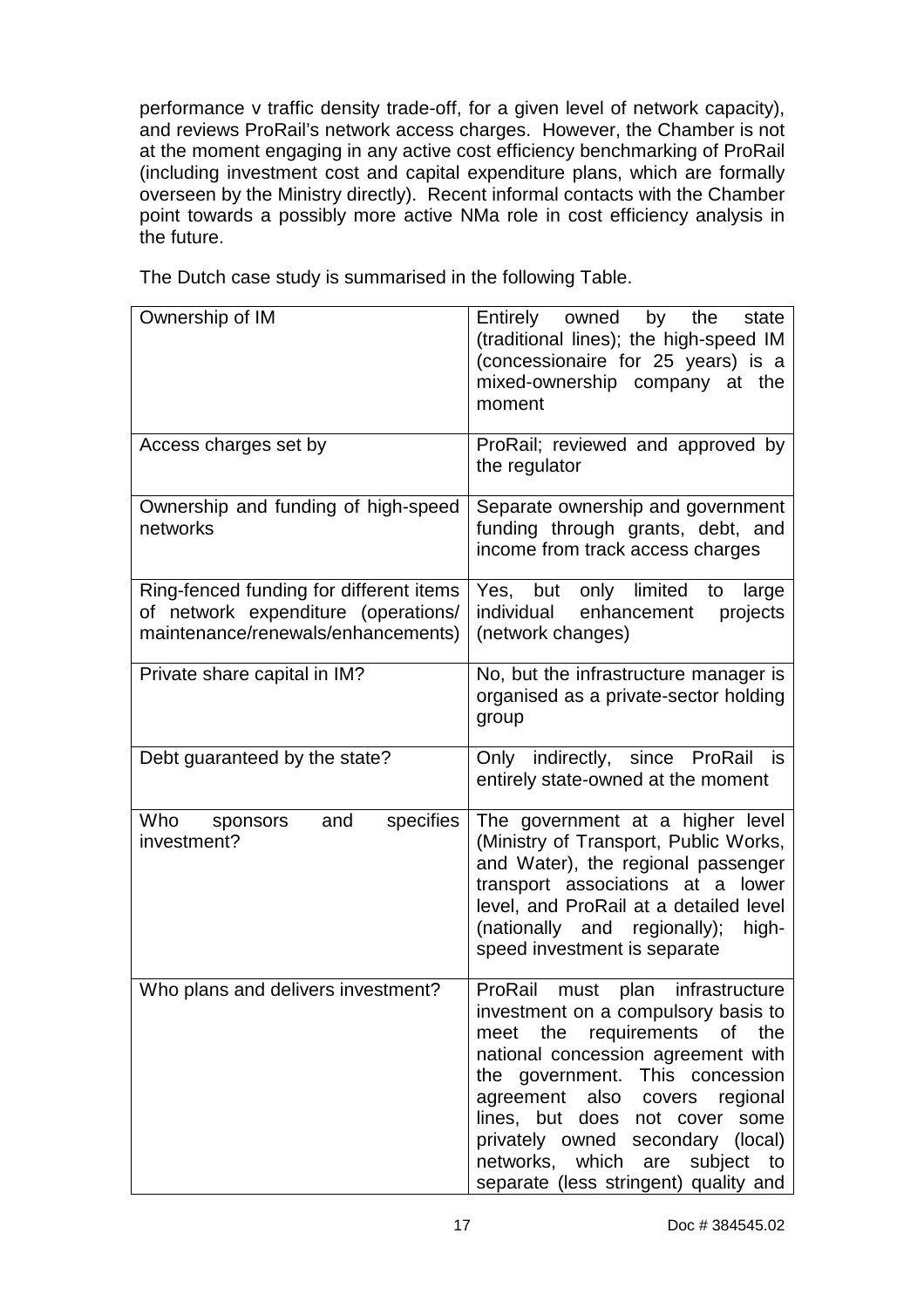performance v traffic density trade-off, for a given level of network capacity), and reviews ProRail's network access charges. However, the Chamber is not at the moment engaging in any active cost efficiency benchmarking of ProRail (including investment cost and capital expenditure plans, which are formally overseen by the Ministry directly). Recent informal contacts with the Chamber point towards a possibly more active NMa role in cost efficiency analysis in the future.

The Dutch case study is summarised in the following Table.

| | |
|---|---|
| Ownership of IM | Entirely owned by the state (traditional lines); the high-speed IM (concessionaire for 25 years) is a mixed-ownership company at the moment |
| Access charges set by | ProRail; reviewed and approved by the regulator |
| Ownership and funding of high-speed networks | Separate ownership and government funding through grants, debt, and income from track access charges |
| Ring-fenced funding for different items of network expenditure (operations/ maintenance/renewals/enhancements) | Yes, but only limited to large individual enhancement projects (network changes) |
| Private share capital in IM? | No, but the infrastructure manager is organised as a private-sector holding group |
| Debt guaranteed by the state? | Only indirectly, since ProRail is entirely state-owned at the moment |
| Who sponsors and specifies investment? | The government at a higher level (Ministry of Transport, Public Works, and Water), the regional passenger transport associations at a lower level, and ProRail at a detailed level (nationally and regionally); high-speed investment is separate |
| Who plans and delivers investment? | ProRail must plan infrastructure investment on a compulsory basis to meet the requirements of the national concession agreement with the government. This concession agreement also covers regional lines, but does not cover some privately owned secondary (local) networks, which are subject to separate (less stringent) quality and |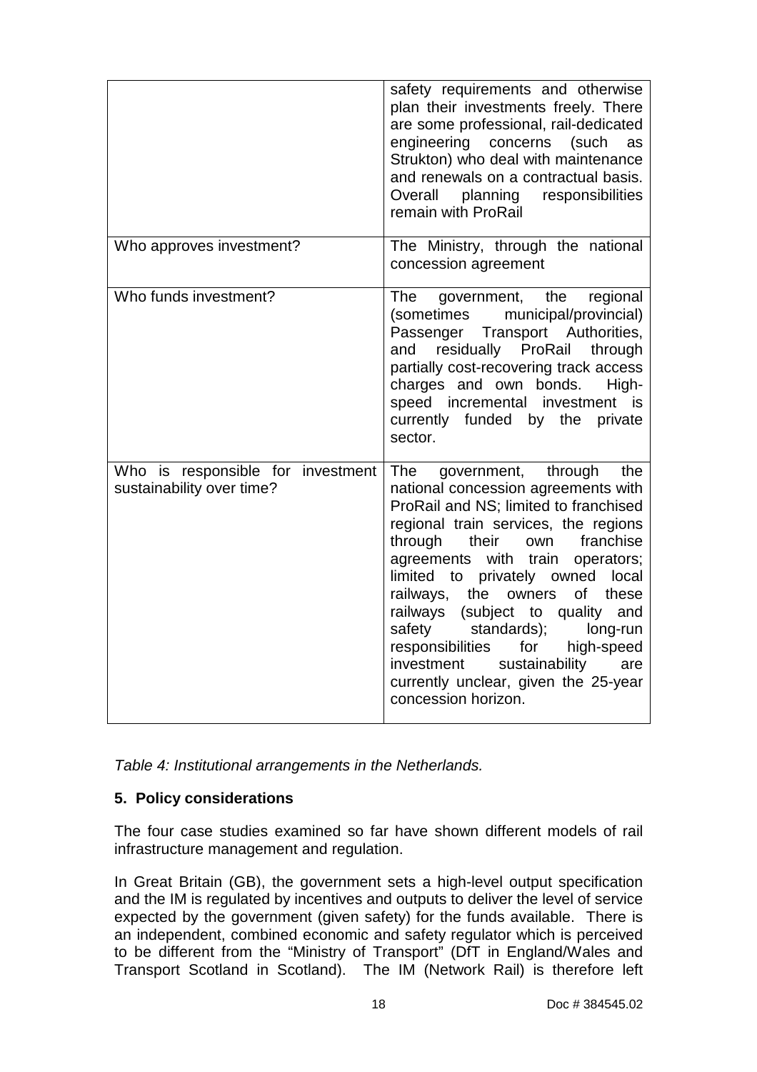| | |
|---|---|
| | safety requirements and otherwise plan their investments freely. There are some professional, rail-dedicated engineering concerns (such as Strukton) who deal with maintenance and renewals on a contractual basis. Overall planning responsibilities remain with ProRail |
| Who approves investment? | The Ministry, through the national concession agreement |
| Who funds investment? | The government, the regional (sometimes municipal/provincial) Passenger Transport Authorities, and residually ProRail through partially cost-recovering track access charges and own bonds. High-speed incremental investment is currently funded by the private sector. |
| Who is responsible for investment sustainability over time? | The government, through the national concession agreements with ProRail and NS; limited to franchised regional train services, the regions through their own franchise agreements with train operators; limited to privately owned local railways, the owners of these railways (subject to quality and safety standards); long-run responsibilities for high-speed investment sustainability are currently unclear, given the 25-year concession horizon. |

*Table 4: Institutional arrangements in the Netherlands.*

## 5. Policy considerations

The four case studies examined so far have shown different models of rail infrastructure management and regulation.

In Great Britain (GB), the government sets a high-level output specification and the IM is regulated by incentives and outputs to deliver the level of service expected by the government (given safety) for the funds available. There is an independent, combined economic and safety regulator which is perceived to be different from the "Ministry of Transport" (DfT in England/Wales and Transport Scotland in Scotland). The IM (Network Rail) is therefore left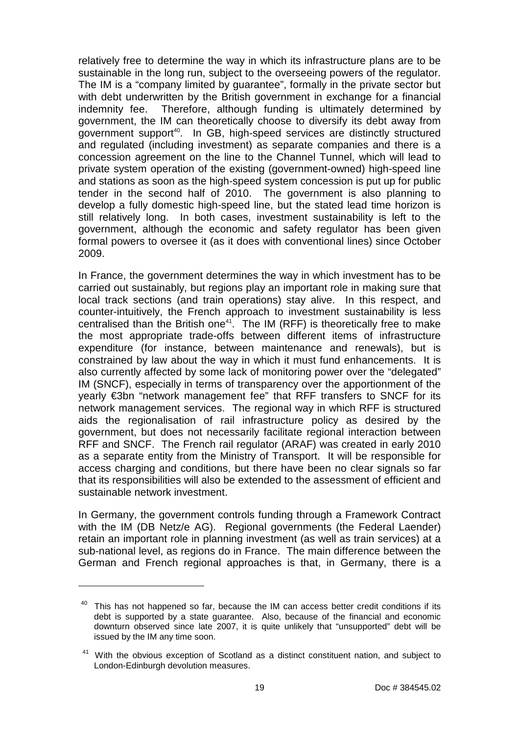relatively free to determine the way in which its infrastructure plans are to be sustainable in the long run, subject to the overseeing powers of the regulator. The IM is a "company limited by guarantee", formally in the private sector but with debt underwritten by the British government in exchange for a financial indemnity fee. Therefore, although funding is ultimately determined by government, the IM can theoretically choose to diversify its debt away from government support[40]. In GB, high-speed services are distinctly structured and regulated (including investment) as separate companies and there is a concession agreement on the line to the Channel Tunnel, which will lead to private system operation of the existing (government-owned) high-speed line and stations as soon as the high-speed system concession is put up for public tender in the second half of 2010. The government is also planning to develop a fully domestic high-speed line, but the stated lead time horizon is still relatively long. In both cases, investment sustainability is left to the government, although the economic and safety regulator has been given formal powers to oversee it (as it does with conventional lines) since October 2009.

In France, the government determines the way in which investment has to be carried out sustainably, but regions play an important role in making sure that local track sections (and train operations) stay alive. In this respect, and counter-intuitively, the French approach to investment sustainability is less centralised than the British one[41]. The IM (RFF) is theoretically free to make the most appropriate trade-offs between different items of infrastructure expenditure (for instance, between maintenance and renewals), but is constrained by law about the way in which it must fund enhancements. It is also currently affected by some lack of monitoring power over the "delegated" IM (SNCF), especially in terms of transparency over the apportionment of the yearly €3bn "network management fee" that RFF transfers to SNCF for its network management services. The regional way in which RFF is structured aids the regionalisation of rail infrastructure policy as desired by the government, but does not necessarily facilitate regional interaction between RFF and SNCF. The French rail regulator (ARAF) was created in early 2010 as a separate entity from the Ministry of Transport. It will be responsible for access charging and conditions, but there have been no clear signals so far that its responsibilities will also be extended to the assessment of efficient and sustainable network investment.

In Germany, the government controls funding through a Framework Contract with the IM (DB Netz/e AG). Regional governments (the Federal Laender) retain an important role in planning investment (as well as train services) at a sub-national level, as regions do in France. The main difference between the German and French regional approaches is that, in Germany, there is a

---

[40] This has not happened so far, because the IM can access better credit conditions if its debt is supported by a state guarantee. Also, because of the financial and economic downturn observed since late 2007, it is quite unlikely that "unsupported" debt will be issued by the IM any time soon.

[41] With the obvious exception of Scotland as a distinct constituent nation, and subject to London-Edinburgh devolution measures.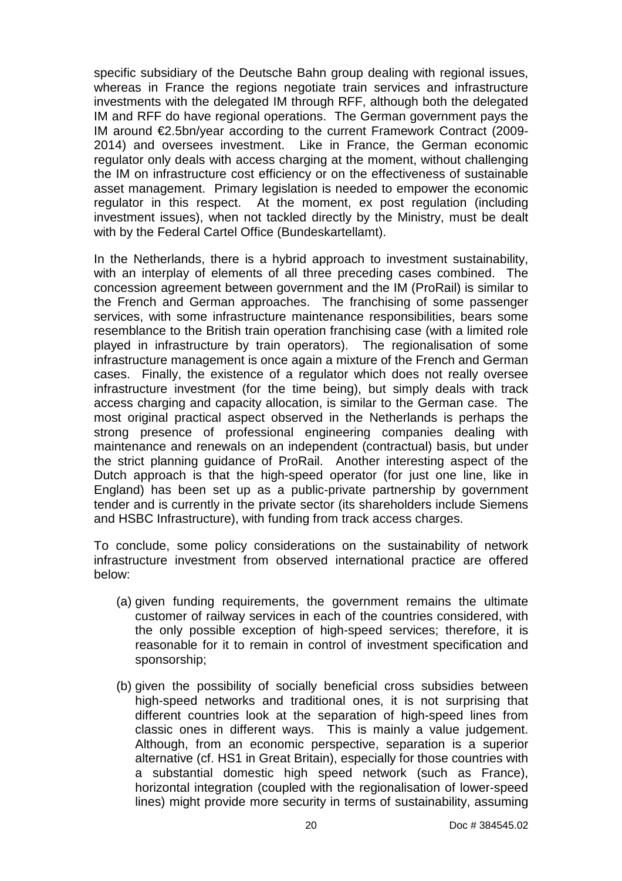specific subsidiary of the Deutsche Bahn group dealing with regional issues, whereas in France the regions negotiate train services and infrastructure investments with the delegated IM through RFF, although both the delegated IM and RFF do have regional operations. The German government pays the IM around €2.5bn/year according to the current Framework Contract (2009-2014) and oversees investment. Like in France, the German economic regulator only deals with access charging at the moment, without challenging the IM on infrastructure cost efficiency or on the effectiveness of sustainable asset management. Primary legislation is needed to empower the economic regulator in this respect. At the moment, ex post regulation (including investment issues), when not tackled directly by the Ministry, must be dealt with by the Federal Cartel Office (Bundeskartellamt).

In the Netherlands, there is a hybrid approach to investment sustainability, with an interplay of elements of all three preceding cases combined. The concession agreement between government and the IM (ProRail) is similar to the French and German approaches. The franchising of some passenger services, with some infrastructure maintenance responsibilities, bears some resemblance to the British train operation franchising case (with a limited role played in infrastructure by train operators). The regionalisation of some infrastructure management is once again a mixture of the French and German cases. Finally, the existence of a regulator which does not really oversee infrastructure investment (for the time being), but simply deals with track access charging and capacity allocation, is similar to the German case. The most original practical aspect observed in the Netherlands is perhaps the strong presence of professional engineering companies dealing with maintenance and renewals on an independent (contractual) basis, but under the strict planning guidance of ProRail. Another interesting aspect of the Dutch approach is that the high-speed operator (for just one line, like in England) has been set up as a public-private partnership by government tender and is currently in the private sector (its shareholders include Siemens and HSBC Infrastructure), with funding from track access charges.

To conclude, some policy considerations on the sustainability of network infrastructure investment from observed international practice are offered below:

(a) given funding requirements, the government remains the ultimate customer of railway services in each of the countries considered, with the only possible exception of high-speed services; therefore, it is reasonable for it to remain in control of investment specification and sponsorship;

(b) given the possibility of socially beneficial cross subsidies between high-speed networks and traditional ones, it is not surprising that different countries look at the separation of high-speed lines from classic ones in different ways. This is mainly a value judgement. Although, from an economic perspective, separation is a superior alternative (cf. HS1 in Great Britain), especially for those countries with a substantial domestic high speed network (such as France), horizontal integration (coupled with the regionalisation of lower-speed lines) might provide more security in terms of sustainability, assuming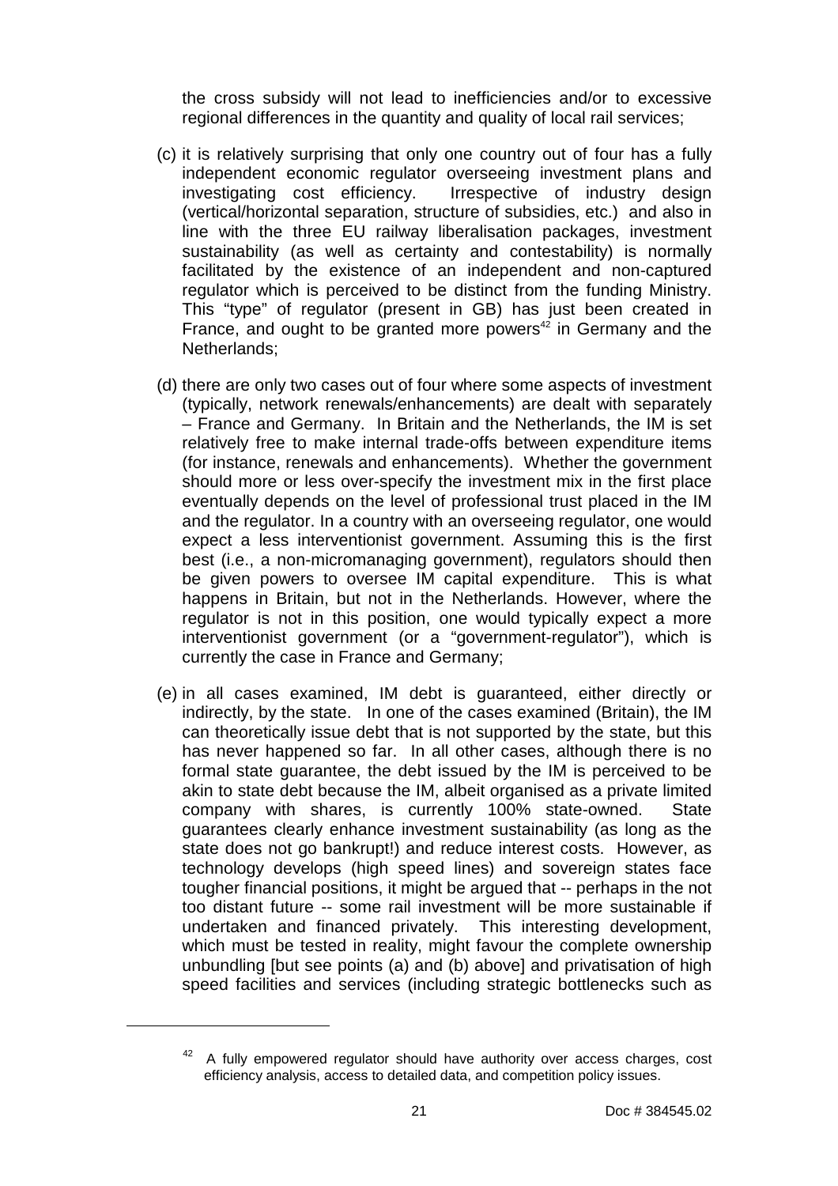the cross subsidy will not lead to inefficiencies and/or to excessive regional differences in the quantity and quality of local rail services;

(c) it is relatively surprising that only one country out of four has a fully independent economic regulator overseeing investment plans and investigating cost efficiency. Irrespective of industry design (vertical/horizontal separation, structure of subsidies, etc.) and also in line with the three EU railway liberalisation packages, investment sustainability (as well as certainty and contestability) is normally facilitated by the existence of an independent and non-captured regulator which is perceived to be distinct from the funding Ministry. This "type" of regulator (present in GB) has just been created in France, and ought to be granted more powers[42] in Germany and the Netherlands;

(d) there are only two cases out of four where some aspects of investment (typically, network renewals/enhancements) are dealt with separately – France and Germany. In Britain and the Netherlands, the IM is set relatively free to make internal trade-offs between expenditure items (for instance, renewals and enhancements). Whether the government should more or less over-specify the investment mix in the first place eventually depends on the level of professional trust placed in the IM and the regulator. In a country with an overseeing regulator, one would expect a less interventionist government. Assuming this is the first best (i.e., a non-micromanaging government), regulators should then be given powers to oversee IM capital expenditure. This is what happens in Britain, but not in the Netherlands. However, where the regulator is not in this position, one would typically expect a more interventionist government (or a "government-regulator"), which is currently the case in France and Germany;

(e) in all cases examined, IM debt is guaranteed, either directly or indirectly, by the state. In one of the cases examined (Britain), the IM can theoretically issue debt that is not supported by the state, but this has never happened so far. In all other cases, although there is no formal state guarantee, the debt issued by the IM is perceived to be akin to state debt because the IM, albeit organised as a private limited company with shares, is currently 100% state-owned. State guarantees clearly enhance investment sustainability (as long as the state does not go bankrupt!) and reduce interest costs. However, as technology develops (high speed lines) and sovereign states face tougher financial positions, it might be argued that -- perhaps in the not too distant future -- some rail investment will be more sustainable if undertaken and financed privately. This interesting development, which must be tested in reality, might favour the complete ownership unbundling [but see points (a) and (b) above] and privatisation of high speed facilities and services (including strategic bottlenecks such as

---

[42] A fully empowered regulator should have authority over access charges, cost efficiency analysis, access to detailed data, and competition policy issues.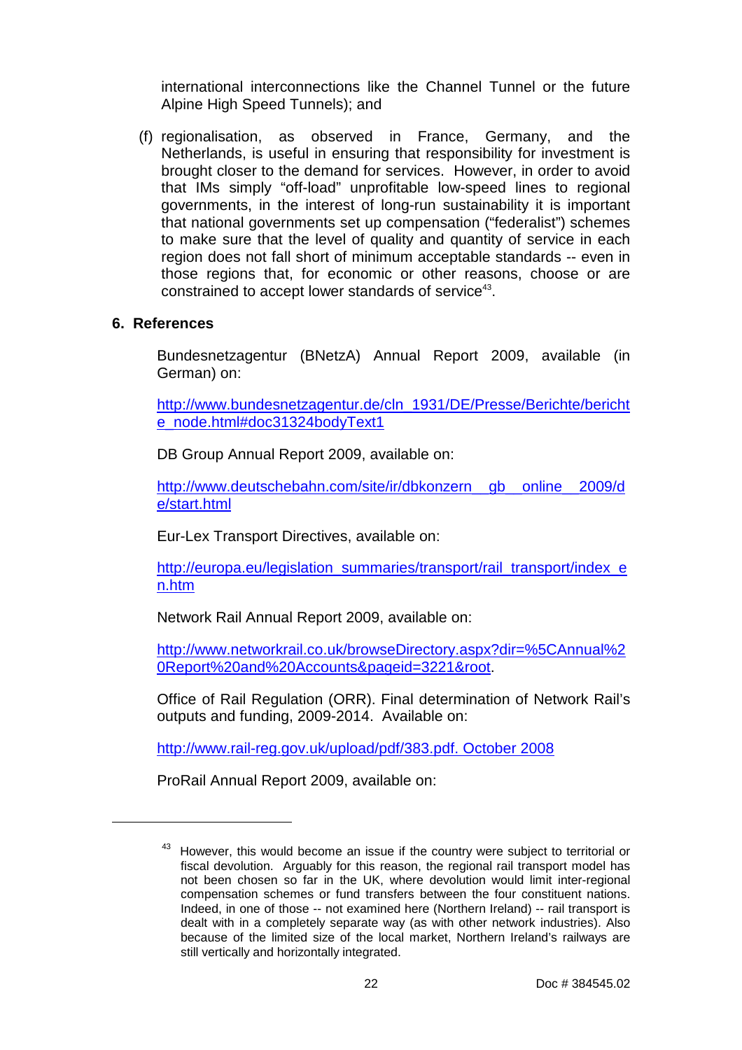international interconnections like the Channel Tunnel or the future Alpine High Speed Tunnels); and

(f) regionalisation, as observed in France, Germany, and the Netherlands, is useful in ensuring that responsibility for investment is brought closer to the demand for services. However, in order to avoid that IMs simply "off-load" unprofitable low-speed lines to regional governments, in the interest of long-run sustainability it is important that national governments set up compensation ("federalist") schemes to make sure that the level of quality and quantity of service in each region does not fall short of minimum acceptable standards -- even in those regions that, for economic or other reasons, choose or are constrained to accept lower standards of service[43].

## 6. References

Bundesnetzagentur (BNetzA) Annual Report 2009, available (in German) on:

http://www.bundesnetzagentur.de/cln_1931/DE/Presse/Berichte/berichte_node.html#doc31324bodyText1

DB Group Annual Report 2009, available on:

http://www.deutschebahn.com/site/ir/dbkonzern__gb__online__2009/de/start.html

Eur-Lex Transport Directives, available on:

http://europa.eu/legislation_summaries/transport/rail_transport/index_en.htm

Network Rail Annual Report 2009, available on:

http://www.networkrail.co.uk/browseDirectory.aspx?dir=%5CAnnual%20Report%20and%20Accounts&pageid=3221&root.

Office of Rail Regulation (ORR). Final determination of Network Rail's outputs and funding, 2009-2014. Available on:

http://www.rail-reg.gov.uk/upload/pdf/383.pdf. October 2008

ProRail Annual Report 2009, available on:

---

[43] However, this would become an issue if the country were subject to territorial or fiscal devolution. Arguably for this reason, the regional rail transport model has not been chosen so far in the UK, where devolution would limit inter-regional compensation schemes or fund transfers between the four constituent nations. Indeed, in one of those -- not examined here (Northern Ireland) -- rail transport is dealt with in a completely separate way (as with other network industries). Also because of the limited size of the local market, Northern Ireland's railways are still vertically and horizontally integrated.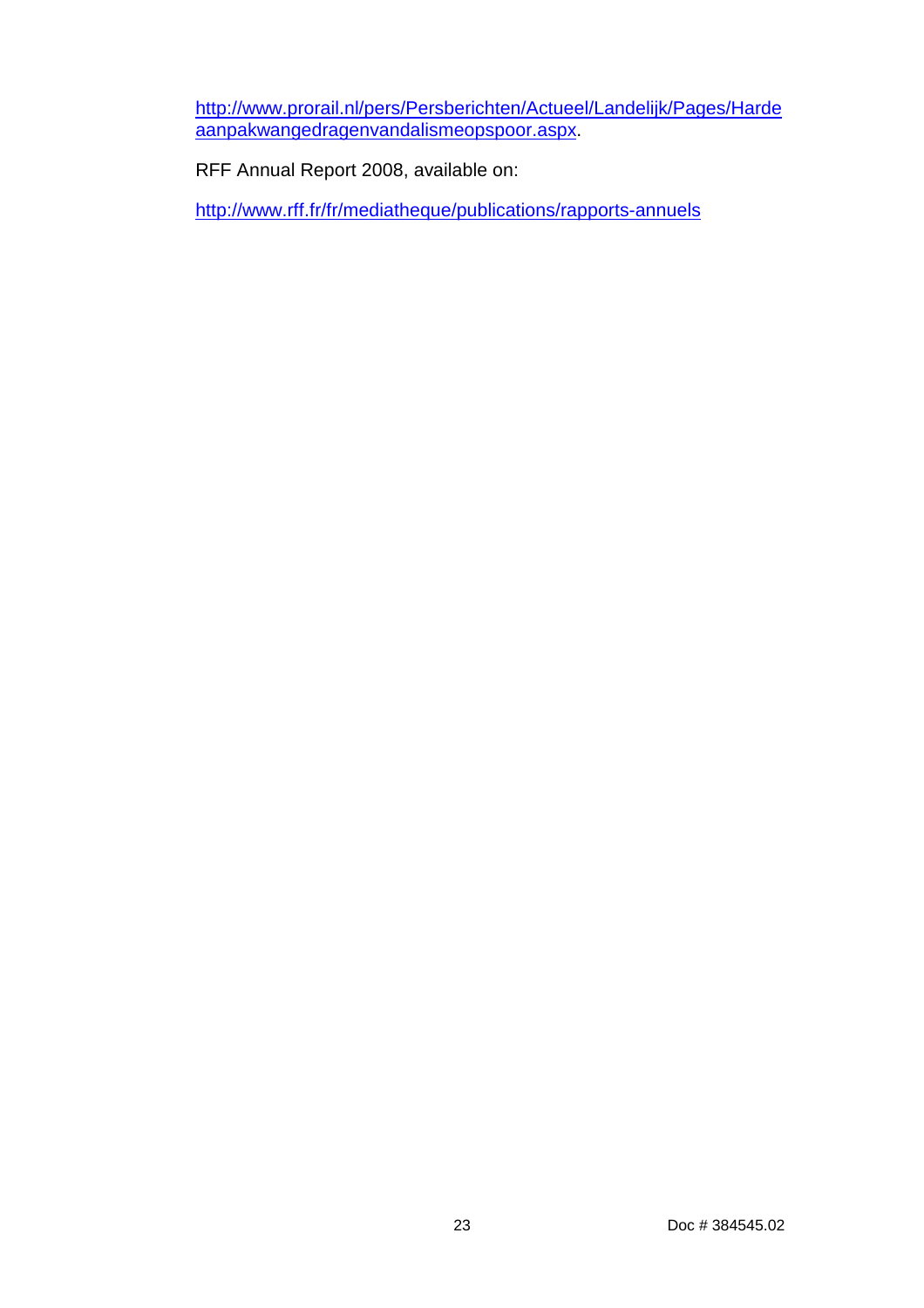http://www.prorail.nl/pers/Persberichten/Actueel/Landelijk/Pages/Hardeaanpakwangedragenvandalismeopspoor.aspx.

RFF Annual Report 2008, available on:

http://www.rff.fr/fr/mediatheque/publications/rapports-annuels